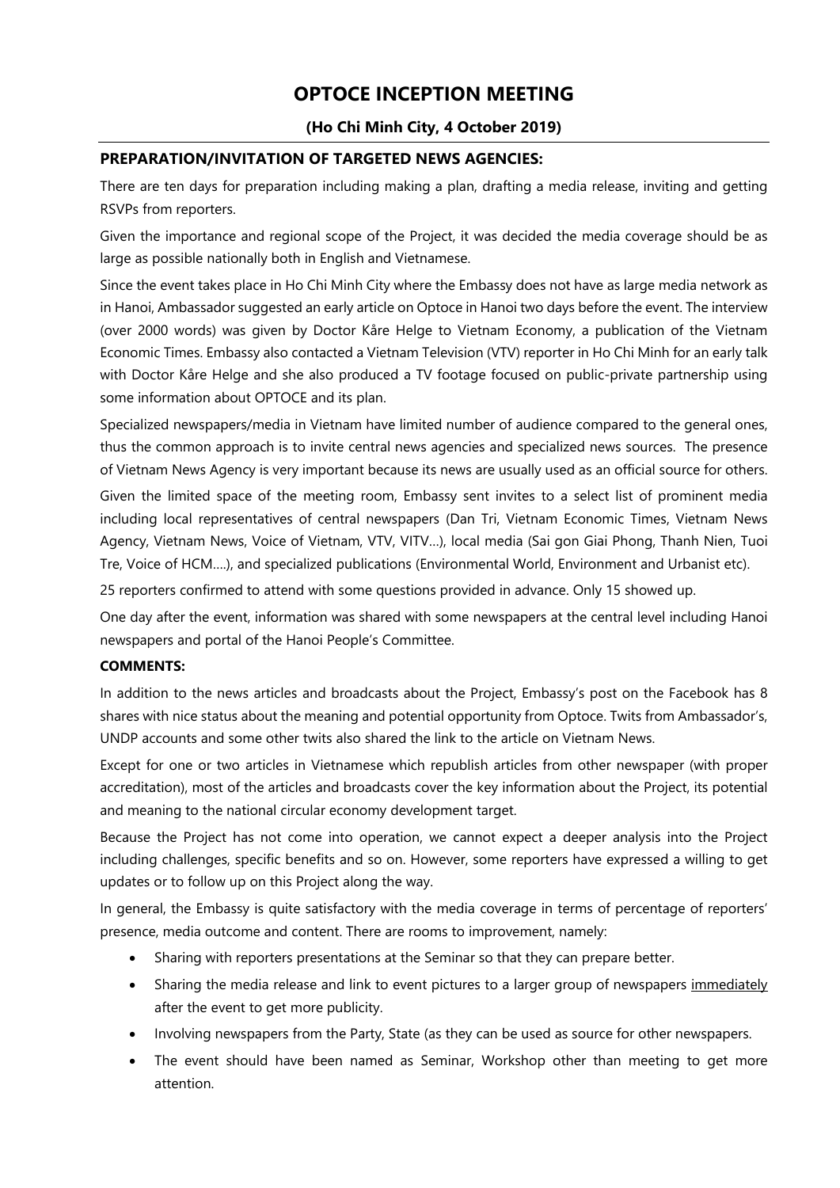# OPTOCE INCEPTION MEETING

**(Ho Chi Minh City, 4 October 2019)**

## PREPARATION/INVITATION OF TARGETED NEWS AGENCIES:

There are ten days for preparation including making a plan, drafting a media release, inviting and getting RSVPs from reporters.

Given the importance and regional scope of the Project, it was decided the media coverage should be as large as possible nationally both in English and Vietnamese.

Since the event takes place in Ho Chi Minh City where the Embassy does not have as large media network as in Hanoi, Ambassador suggested an early article on Optoce in Hanoi two days before the event. The interview (over 2000 words) was given by Doctor Kåre Helge to Vietnam Economy, a publication of the Vietnam Economic Times. Embassy also contacted a Vietnam Television (VTV) reporter in Ho Chi Minh for an early talk with Doctor Kåre Helge and she also produced a TV footage focused on public-private partnership using some information about OPTOCE and its plan.

Specialized newspapers/media in Vietnam have limited number of audience compared to the general ones, thus the common approach is to invite central news agencies and specialized news sources. The presence of Vietnam News Agency is very important because its news are usually used as an official source for others.

Given the limited space of the meeting room, Embassy sent invites to a select list of prominent media including local representatives of central newspapers (Dan Tri, Vietnam Economic Times, Vietnam News Agency, Vietnam News, Voice of Vietnam, VTV, VITV…), local media (Sai gon Giai Phong, Thanh Nien, Tuoi Tre, Voice of HCM….), and specialized publications (Environmental World, Environment and Urbanist etc).

25 reporters confirmed to attend with some questions provided in advance. Only 15 showed up.

One day after the event, information was shared with some newspapers at the central level including Hanoi newspapers and portal of the Hanoi People's Committee.

## COMMENTS:

In addition to the news articles and broadcasts about the Project, Embassy's post on the Facebook has 8 shares with nice status about the meaning and potential opportunity from Optoce. Twits from Ambassador's, UNDP accounts and some other twits also shared the link to the article on Vietnam News.

Except for one or two articles in Vietnamese which republish articles from other newspaper (with proper accreditation), most of the articles and broadcasts cover the key information about the Project, its potential and meaning to the national circular economy development target.

Because the Project has not come into operation, we cannot expect a deeper analysis into the Project including challenges, specific benefits and so on. However, some reporters have expressed a willing to get updates or to follow up on this Project along the way.

In general, the Embassy is quite satisfactory with the media coverage in terms of percentage of reporters' presence, media outcome and content. There are rooms to improvement, namely:

- Sharing with reporters presentations at the Seminar so that they can prepare better.
- Sharing the media release and link to event pictures to a larger group of newspapers <u>immediately</u> after the event to get more publicity.
- Involving newspapers from the Party, State (as they can be used as source for other newspapers.
- The event should have been named as Seminar, Workshop other than meeting to get more attention.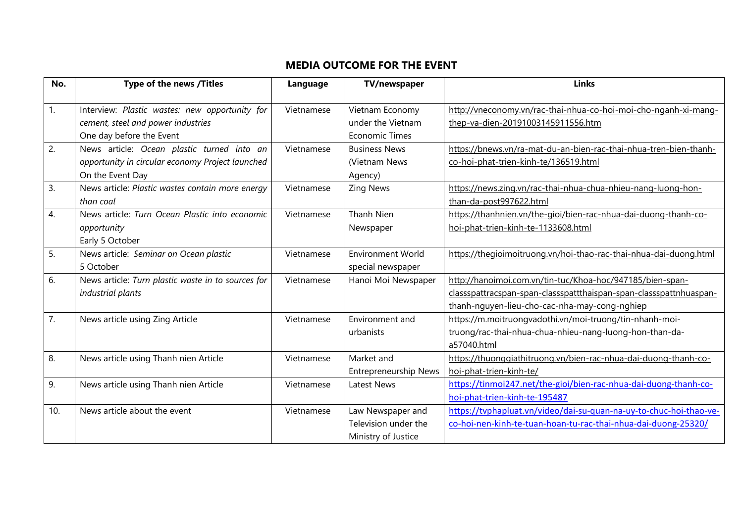## MEDIA OUTCOME FOR THE EVENT

| No. | Type of the news /Titles | Language | TV/newspaper | Links |
|---|---|---|---|---|
| 1. | Interview: *Plastic wastes: new opportunity for cement, steel and power industries*<br>One day before the Event | Vietnamese | Vietnam Economy under the Vietnam Economic Times | http://vneconomy.vn/rac-thai-nhua-co-hoi-moi-cho-nganh-xi-mang-thep-va-dien-20191003145911556.htm |
| 2. | News article: *Ocean plastic turned into an opportunity in circular economy Project launched*<br>On the Event Day | Vietnamese | Business News (Vietnam News Agency) | https://bnews.vn/ra-mat-du-an-bien-rac-thai-nhua-tren-bien-thanh-co-hoi-phat-trien-kinh-te/136519.html |
| 3. | News article: *Plastic wastes contain more energy than coal* | Vietnamese | Zing News | https://news.zing.vn/rac-thai-nhua-chua-nhieu-nang-luong-hon-than-da-post997622.html |
| 4. | News article: *Turn Ocean Plastic into economic opportunity*<br>Early 5 October | Vietnamese | Thanh Nien Newspaper | https://thanhnien.vn/the-gioi/bien-rac-nhua-dai-duong-thanh-co-hoi-phat-trien-kinh-te-1133608.html |
| 5. | News article: *Seminar on Ocean plastic*<br>5 October | Vietnamese | Environment World special newspaper | https://thegioimoitruong.vn/hoi-thao-rac-thai-nhua-dai-duong.html |
| 6. | News article: *Turn plastic waste in to sources for industrial plants* | Vietnamese | Hanoi Moi Newspaper | http://hanoimoi.com.vn/tin-tuc/Khoa-hoc/947185/bien-span-classspattracspan-span-classspattthaispan-span-classspattnhuaspan-thanh-nguyen-lieu-cho-cac-nha-may-cong-nghiep |
| 7. | News article using Zing Article | Vietnamese | Environment and urbanists | https://m.moitruongvadothi.vn/moi-truong/tin-nhanh-moi-truong/rac-thai-nhua-chua-nhieu-nang-luong-hon-than-da-a57040.html |
| 8. | News article using Thanh nien Article | Vietnamese | Market and Entrepreneurship News | https://thuonggiathitruong.vn/bien-rac-nhua-dai-duong-thanh-co-hoi-phat-trien-kinh-te/ |
| 9. | News article using Thanh nien Article | Vietnamese | Latest News | https://tinmoi247.net/the-gioi/bien-rac-nhua-dai-duong-thanh-co-hoi-phat-trien-kinh-te-195487 |
| 10. | News article about the event | Vietnamese | Law Newspaper and Television under the Ministry of Justice | https://tvphapluat.vn/video/dai-su-quan-na-uy-to-chuc-hoi-thao-ve-co-hoi-nen-kinh-te-tuan-hoan-tu-rac-thai-nhua-dai-duong-25320/ |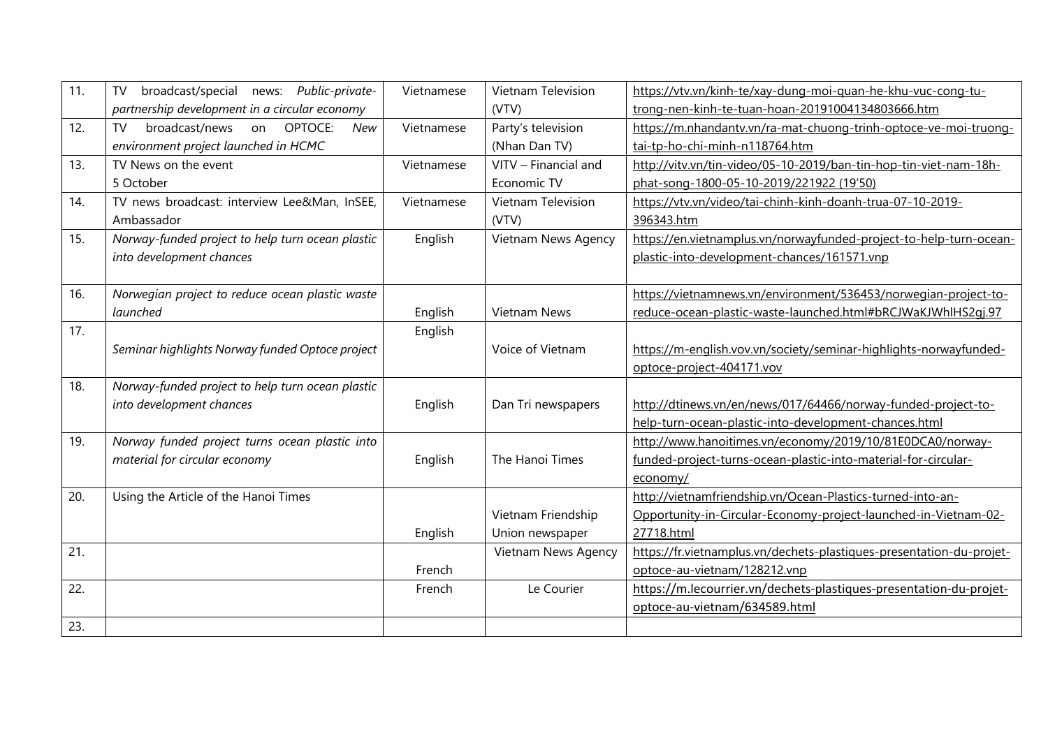| | | | | |
|---|---|---|---|---|
| 11. | TV broadcast/special news: *Public-private-partnership development in a circular economy* | Vietnamese | Vietnam Television (VTV) | https://vtv.vn/kinh-te/xay-dung-moi-quan-he-khu-vuc-cong-tu-trong-nen-kinh-te-tuan-hoan-20191004134803666.htm |
| 12. | TV broadcast/news on OPTOCE: *New environment project launched in HCMC* | Vietnamese | Party's television (Nhan Dan TV) | https://m.nhandantv.vn/ra-mat-chuong-trinh-optoce-ve-moi-truong-tai-tp-ho-chi-minh-n118764.htm |
| 13. | TV News on the event 5 October | Vietnamese | VITV – Financial and Economic TV | http://vitv.vn/tin-video/05-10-2019/ban-tin-hop-tin-viet-nam-18h-phat-song-1800-05-10-2019/221922 (19'50) |
| 14. | TV news broadcast: interview Lee&Man, InSEE, Ambassador | Vietnamese | Vietnam Television (VTV) | https://vtv.vn/video/tai-chinh-kinh-doanh-trua-07-10-2019-396343.htm |
| 15. | *Norway-funded project to help turn ocean plastic into development chances* | English | Vietnam News Agency | https://en.vietnamplus.vn/norwayfunded-project-to-help-turn-ocean-plastic-into-development-chances/161571.vnp |
| 16. | *Norwegian project to reduce ocean plastic waste launched* | English | Vietnam News | https://vietnamnews.vn/environment/536453/norwegian-project-to-reduce-ocean-plastic-waste-launched.html#bRCJWaKJWhlHS2gj.97 |
| 17. | *Seminar highlights Norway funded Optoce project* | English | Voice of Vietnam | https://m-english.vov.vn/society/seminar-highlights-norwayfunded-optoce-project-404171.vov |
| 18. | *Norway-funded project to help turn ocean plastic into development chances* | English | Dan Tri newspapers | http://dtinews.vn/en/news/017/64466/norway-funded-project-to-help-turn-ocean-plastic-into-development-chances.html |
| 19. | *Norway funded project turns ocean plastic into material for circular economy* | English | The Hanoi Times | http://www.hanoitimes.vn/economy/2019/10/81E0DCA0/norway-funded-project-turns-ocean-plastic-into-material-for-circular-economy/ |
| 20. | Using the Article of the Hanoi Times | English | Vietnam Friendship Union newspaper | http://vietnamfriendship.vn/Ocean-Plastics-turned-into-an-Opportunity-in-Circular-Economy-project-launched-in-Vietnam-02-27718.html |
| 21. | | French | Vietnam News Agency | https://fr.vietnamplus.vn/dechets-plastiques-presentation-du-projet-optoce-au-vietnam/128212.vnp |
| 22. | | French | Le Courier | https://m.lecourrier.vn/dechets-plastiques-presentation-du-projet-optoce-au-vietnam/634589.html |
| 23. | | | | |